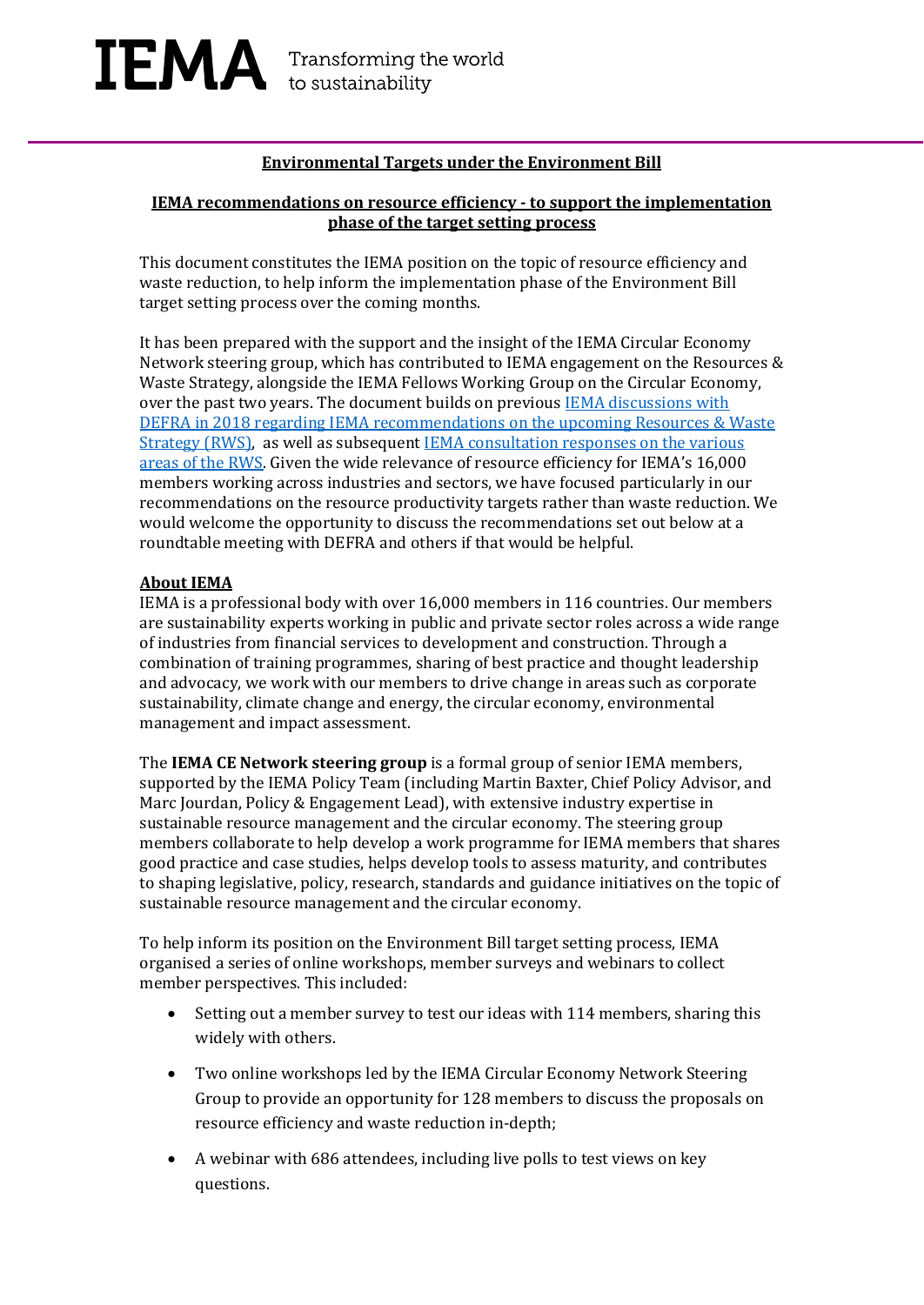IEMA Transforming the world to sustainability

## Environmental Targets under the Environment Bill

### IEMA recommendations on resource efficiency - to support the implementation phase of the target setting process

This document constitutes the IEMA position on the topic of resource efficiency and waste reduction, to help inform the implementation phase of the Environment Bill target setting process over the coming months.

It has been prepared with the support and the insight of the IEMA Circular Economy Network steering group, which has contributed to IEMA engagement on the Resources & Waste Strategy, alongside the IEMA Fellows Working Group on the Circular Economy, over the past two years. The document builds on previous IEMA discussions with DEFRA in 2018 regarding IEMA recommendations on the upcoming Resources & Waste Strategy (RWS), as well as subsequent IEMA consultation responses on the various areas of the RWS. Given the wide relevance of resource efficiency for IEMA's 16,000 members working across industries and sectors, we have focused particularly in our recommendations on the resource productivity targets rather than waste reduction. We would welcome the opportunity to discuss the recommendations set out below at a roundtable meeting with DEFRA and others if that would be helpful.

**About IEMA**

IEMA is a professional body with over 16,000 members in 116 countries. Our members are sustainability experts working in public and private sector roles across a wide range of industries from financial services to development and construction. Through a combination of training programmes, sharing of best practice and thought leadership and advocacy, we work with our members to drive change in areas such as corporate sustainability, climate change and energy, the circular economy, environmental management and impact assessment.

The **IEMA CE Network steering group** is a formal group of senior IEMA members, supported by the IEMA Policy Team (including Martin Baxter, Chief Policy Advisor, and Marc Jourdan, Policy & Engagement Lead), with extensive industry expertise in sustainable resource management and the circular economy. The steering group members collaborate to help develop a work programme for IEMA members that shares good practice and case studies, helps develop tools to assess maturity, and contributes to shaping legislative, policy, research, standards and guidance initiatives on the topic of sustainable resource management and the circular economy.

To help inform its position on the Environment Bill target setting process, IEMA organised a series of online workshops, member surveys and webinars to collect member perspectives. This included:

- Setting out a member survey to test our ideas with 114 members, sharing this widely with others.
- Two online workshops led by the IEMA Circular Economy Network Steering Group to provide an opportunity for 128 members to discuss the proposals on resource efficiency and waste reduction in-depth;
- A webinar with 686 attendees, including live polls to test views on key questions.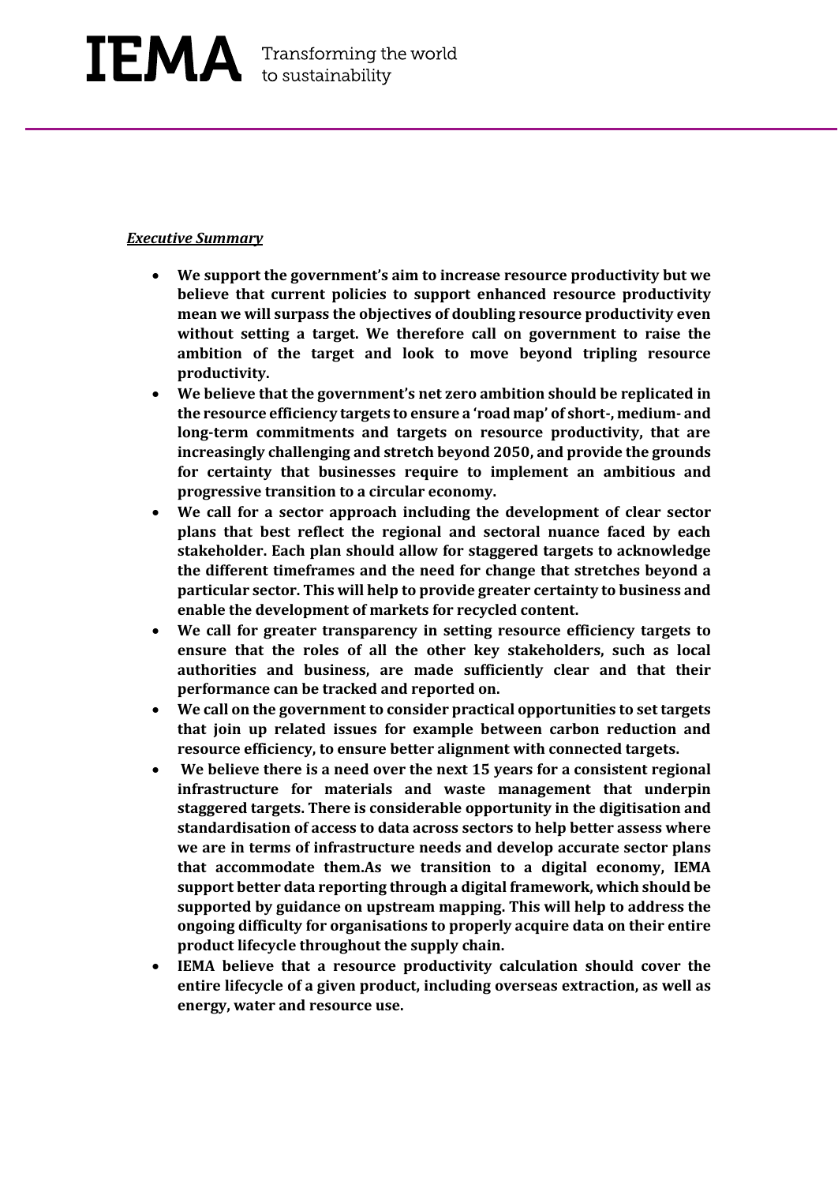***Executive Summary***

- **We support the government's aim to increase resource productivity but we believe that current policies to support enhanced resource productivity mean we will surpass the objectives of doubling resource productivity even without setting a target. We therefore call on government to raise the ambition of the target and look to move beyond tripling resource productivity.**
- **We believe that the government's net zero ambition should be replicated in the resource efficiency targets to ensure a 'road map' of short-, medium- and long-term commitments and targets on resource productivity, that are increasingly challenging and stretch beyond 2050, and provide the grounds for certainty that businesses require to implement an ambitious and progressive transition to a circular economy.**
- **We call for a sector approach including the development of clear sector plans that best reflect the regional and sectoral nuance faced by each stakeholder. Each plan should allow for staggered targets to acknowledge the different timeframes and the need for change that stretches beyond a particular sector. This will help to provide greater certainty to business and enable the development of markets for recycled content.**
- **We call for greater transparency in setting resource efficiency targets to ensure that the roles of all the other key stakeholders, such as local authorities and business, are made sufficiently clear and that their performance can be tracked and reported on.**
- **We call on the government to consider practical opportunities to set targets that join up related issues for example between carbon reduction and resource efficiency, to ensure better alignment with connected targets.**
- **We believe there is a need over the next 15 years for a consistent regional infrastructure for materials and waste management that underpin staggered targets. There is considerable opportunity in the digitisation and standardisation of access to data across sectors to help better assess where we are in terms of infrastructure needs and develop accurate sector plans that accommodate them.As we transition to a digital economy, IEMA support better data reporting through a digital framework, which should be supported by guidance on upstream mapping. This will help to address the ongoing difficulty for organisations to properly acquire data on their entire product lifecycle throughout the supply chain.**
- **IEMA believe that a resource productivity calculation should cover the entire lifecycle of a given product, including overseas extraction, as well as energy, water and resource use.**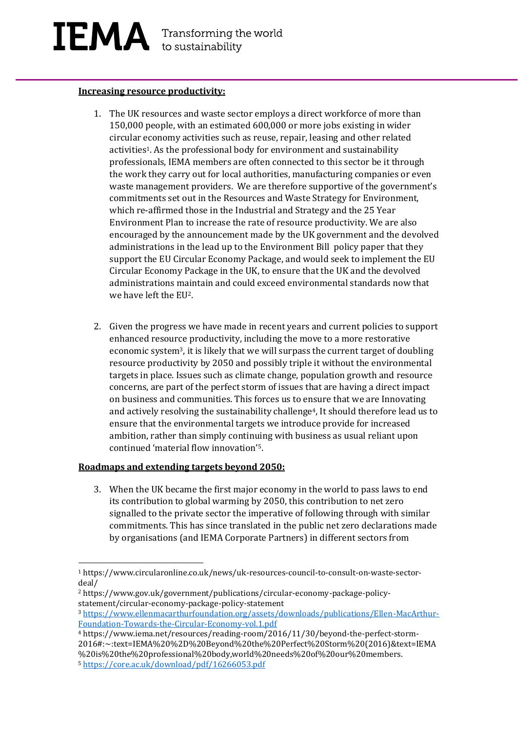**Increasing resource productivity:**

1. The UK resources and waste sector employs a direct workforce of more than 150,000 people, with an estimated 600,000 or more jobs existing in wider circular economy activities such as reuse, repair, leasing and other related activities[1]. As the professional body for environment and sustainability professionals, IEMA members are often connected to this sector be it through the work they carry out for local authorities, manufacturing companies or even waste management providers. We are therefore supportive of the government's commitments set out in the Resources and Waste Strategy for Environment, which re-affirmed those in the Industrial and Strategy and the 25 Year Environment Plan to increase the rate of resource productivity. We are also encouraged by the announcement made by the UK government and the devolved administrations in the lead up to the Environment Bill policy paper that they support the EU Circular Economy Package, and would seek to implement the EU Circular Economy Package in the UK, to ensure that the UK and the devolved administrations maintain and could exceed environmental standards now that we have left the EU[2].

2. Given the progress we have made in recent years and current policies to support enhanced resource productivity, including the move to a more restorative economic system[3], it is likely that we will surpass the current target of doubling resource productivity by 2050 and possibly triple it without the environmental targets in place. Issues such as climate change, population growth and resource concerns, are part of the perfect storm of issues that are having a direct impact on business and communities. This forces us to ensure that we are Innovating and actively resolving the sustainability challenge[4], It should therefore lead us to ensure that the environmental targets we introduce provide for increased ambition, rather than simply continuing with business as usual reliant upon continued 'material flow innovation'[5].

**Roadmaps and extending targets beyond 2050:**

3. When the UK became the first major economy in the world to pass laws to end its contribution to global warming by 2050, this contribution to net zero signalled to the private sector the imperative of following through with similar commitments. This has since translated in the public net zero declarations made by organisations (and IEMA Corporate Partners) in different sectors from

---

[1] https://www.circularonline.co.uk/news/uk-resources-council-to-consult-on-waste-sector-deal/

[2] https://www.gov.uk/government/publications/circular-economy-package-policy-statement/circular-economy-package-policy-statement

[3] https://www.ellenmacarthurfoundation.org/assets/downloads/publications/Ellen-MacArthur-Foundation-Towards-the-Circular-Economy-vol.1.pdf

[4] https://www.iema.net/resources/reading-room/2016/11/30/beyond-the-perfect-storm-2016#:~:text=IEMA%20%2D%20Beyond%20the%20Perfect%20Storm%20(2016)&text=IEMA%20is%20the%20professional%20body,world%20needs%20of%20our%20members.

[5] https://core.ac.uk/download/pdf/16266053.pdf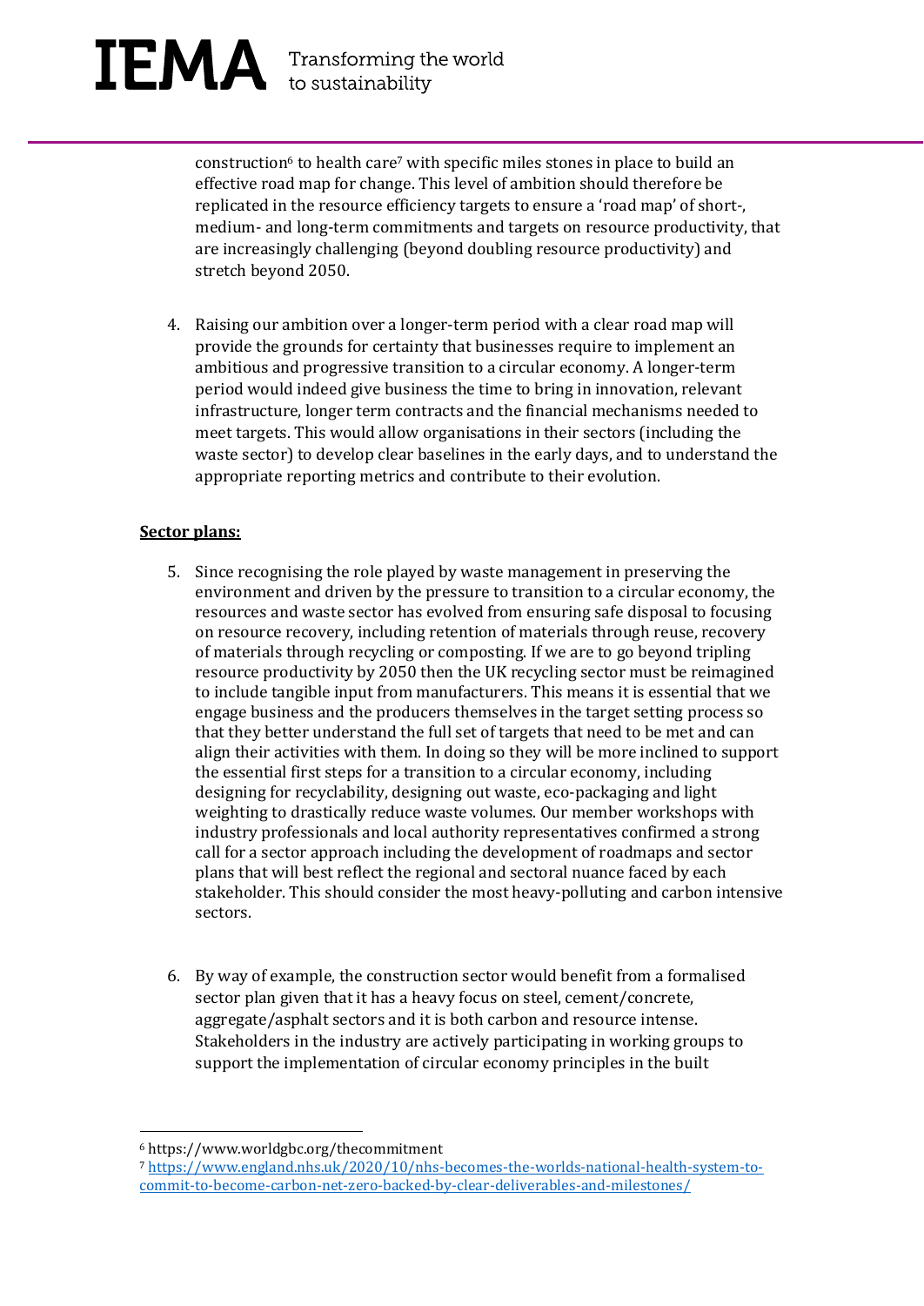construction[6] to health care[7] with specific miles stones in place to build an effective road map for change. This level of ambition should therefore be replicated in the resource efficiency targets to ensure a 'road map' of short-, medium- and long-term commitments and targets on resource productivity, that are increasingly challenging (beyond doubling resource productivity) and stretch beyond 2050.

4. Raising our ambition over a longer-term period with a clear road map will provide the grounds for certainty that businesses require to implement an ambitious and progressive transition to a circular economy. A longer-term period would indeed give business the time to bring in innovation, relevant infrastructure, longer term contracts and the financial mechanisms needed to meet targets. This would allow organisations in their sectors (including the waste sector) to develop clear baselines in the early days, and to understand the appropriate reporting metrics and contribute to their evolution.

**Sector plans:**

5. Since recognising the role played by waste management in preserving the environment and driven by the pressure to transition to a circular economy, the resources and waste sector has evolved from ensuring safe disposal to focusing on resource recovery, including retention of materials through reuse, recovery of materials through recycling or composting. If we are to go beyond tripling resource productivity by 2050 then the UK recycling sector must be reimagined to include tangible input from manufacturers. This means it is essential that we engage business and the producers themselves in the target setting process so that they better understand the full set of targets that need to be met and can align their activities with them. In doing so they will be more inclined to support the essential first steps for a transition to a circular economy, including designing for recyclability, designing out waste, eco-packaging and light weighting to drastically reduce waste volumes. Our member workshops with industry professionals and local authority representatives confirmed a strong call for a sector approach including the development of roadmaps and sector plans that will best reflect the regional and sectoral nuance faced by each stakeholder. This should consider the most heavy-polluting and carbon intensive sectors.

6. By way of example, the construction sector would benefit from a formalised sector plan given that it has a heavy focus on steel, cement/concrete, aggregate/asphalt sectors and it is both carbon and resource intense. Stakeholders in the industry are actively participating in working groups to support the implementation of circular economy principles in the built

---

[6] https://www.worldgbc.org/thecommitment

[7] https://www.england.nhs.uk/2020/10/nhs-becomes-the-worlds-national-health-system-to-commit-to-become-carbon-net-zero-backed-by-clear-deliverables-and-milestones/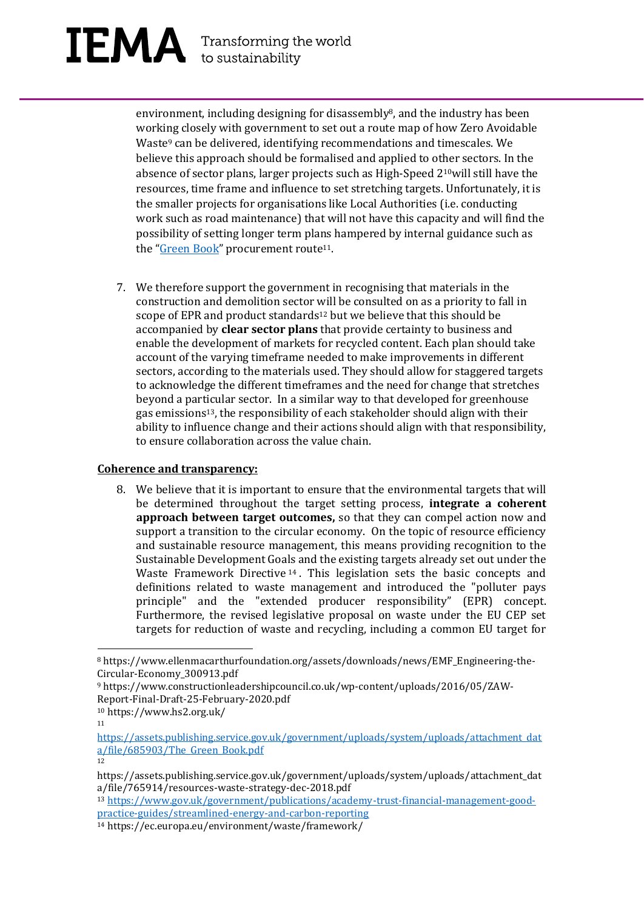environment, including designing for disassembly[8], and the industry has been working closely with government to set out a route map of how Zero Avoidable Waste[9] can be delivered, identifying recommendations and timescales. We believe this approach should be formalised and applied to other sectors. In the absence of sector plans, larger projects such as High-Speed 2[10] will still have the resources, time frame and influence to set stretching targets. Unfortunately, it is the smaller projects for organisations like Local Authorities (i.e. conducting work such as road maintenance) that will not have this capacity and will find the possibility of setting longer term plans hampered by internal guidance such as the "[Green Book](https://assets.publishing.service.gov.uk/government/uploads/system/uploads/attachment_data/file/685903/The_Green_Book.pdf)" procurement route[11].

7. We therefore support the government in recognising that materials in the construction and demolition sector will be consulted on as a priority to fall in scope of EPR and product standards[12] but we believe that this should be accompanied by **clear sector plans** that provide certainty to business and enable the development of markets for recycled content. Each plan should take account of the varying timeframe needed to make improvements in different sectors, according to the materials used. They should allow for staggered targets to acknowledge the different timeframes and the need for change that stretches beyond a particular sector. In a similar way to that developed for greenhouse gas emissions[13], the responsibility of each stakeholder should align with their ability to influence change and their actions should align with that responsibility, to ensure collaboration across the value chain.

**Coherence and transparency:**

8. We believe that it is important to ensure that the environmental targets that will be determined throughout the target setting process, **integrate a coherent approach between target outcomes,** so that they can compel action now and support a transition to the circular economy. On the topic of resource efficiency and sustainable resource management, this means providing recognition to the Sustainable Development Goals and the existing targets already set out under the Waste Framework Directive[14]. This legislation sets the basic concepts and definitions related to waste management and introduced the "polluter pays principle" and the "extended producer responsibility" (EPR) concept. Furthermore, the revised legislative proposal on waste under the EU CEP set targets for reduction of waste and recycling, including a common EU target for

---

[8] https://www.ellenmacarthurfoundation.org/assets/downloads/news/EMF_Engineering-the-Circular-Economy_300913.pdf

[9] https://www.constructionleadershipcouncil.co.uk/wp-content/uploads/2016/05/ZAW-Report-Final-Draft-25-February-2020.pdf

[10] https://www.hs2.org.uk/

[11] https://assets.publishing.service.gov.uk/government/uploads/system/uploads/attachment_data/file/685903/The_Green_Book.pdf

[12] https://assets.publishing.service.gov.uk/government/uploads/system/uploads/attachment_data/file/765914/resources-waste-strategy-dec-2018.pdf

[13] https://www.gov.uk/government/publications/academy-trust-financial-management-good-practice-guides/streamlined-energy-and-carbon-reporting

[14] https://ec.europa.eu/environment/waste/framework/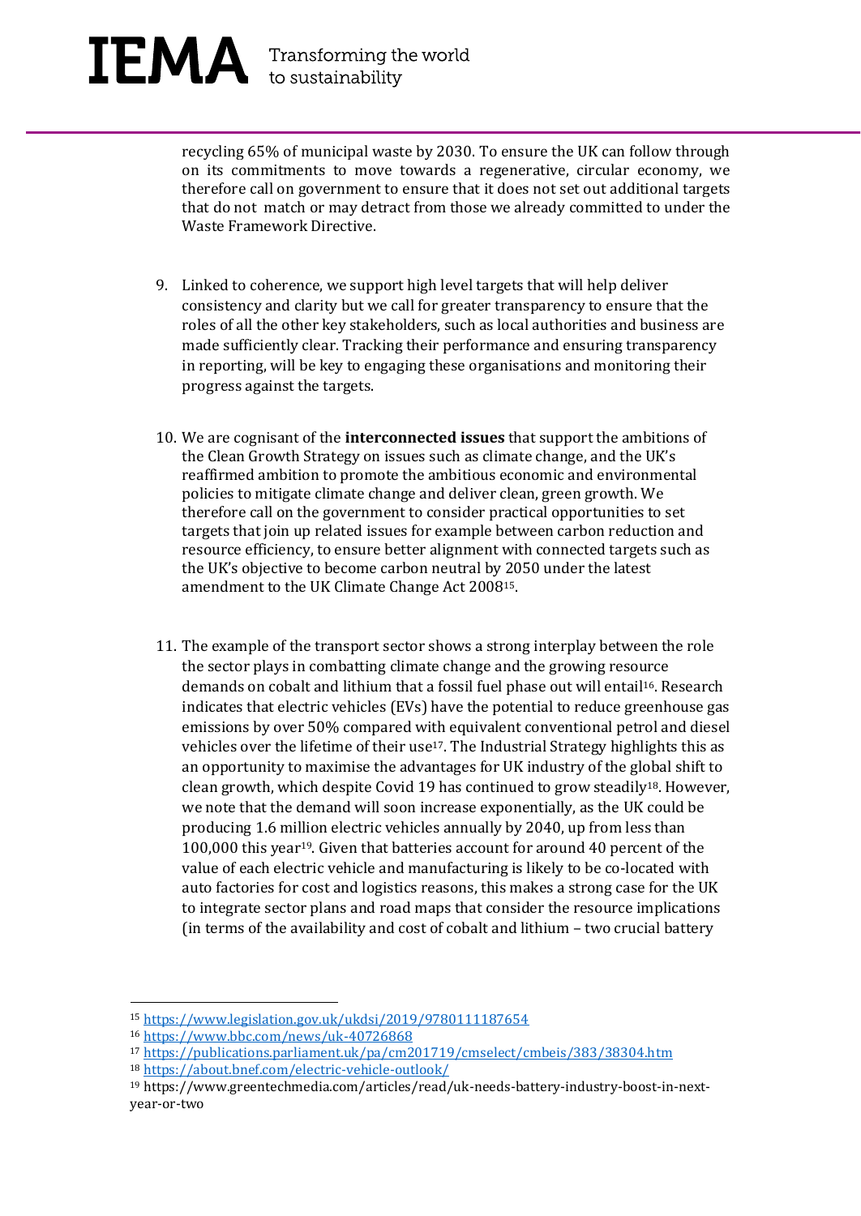recycling 65% of municipal waste by 2030. To ensure the UK can follow through on its commitments to move towards a regenerative, circular economy, we therefore call on government to ensure that it does not set out additional targets that do not match or may detract from those we already committed to under the Waste Framework Directive.

9. Linked to coherence, we support high level targets that will help deliver consistency and clarity but we call for greater transparency to ensure that the roles of all the other key stakeholders, such as local authorities and business are made sufficiently clear. Tracking their performance and ensuring transparency in reporting, will be key to engaging these organisations and monitoring their progress against the targets.

10. We are cognisant of the **interconnected issues** that support the ambitions of the Clean Growth Strategy on issues such as climate change, and the UK's reaffirmed ambition to promote the ambitious economic and environmental policies to mitigate climate change and deliver clean, green growth. We therefore call on the government to consider practical opportunities to set targets that join up related issues for example between carbon reduction and resource efficiency, to ensure better alignment with connected targets such as the UK's objective to become carbon neutral by 2050 under the latest amendment to the UK Climate Change Act 2008[15].

11. The example of the transport sector shows a strong interplay between the role the sector plays in combatting climate change and the growing resource demands on cobalt and lithium that a fossil fuel phase out will entail[16]. Research indicates that electric vehicles (EVs) have the potential to reduce greenhouse gas emissions by over 50% compared with equivalent conventional petrol and diesel vehicles over the lifetime of their use[17]. The Industrial Strategy highlights this as an opportunity to maximise the advantages for UK industry of the global shift to clean growth, which despite Covid 19 has continued to grow steadily[18]. However, we note that the demand will soon increase exponentially, as the UK could be producing 1.6 million electric vehicles annually by 2040, up from less than 100,000 this year[19]. Given that batteries account for around 40 percent of the value of each electric vehicle and manufacturing is likely to be co-located with auto factories for cost and logistics reasons, this makes a strong case for the UK to integrate sector plans and road maps that consider the resource implications (in terms of the availability and cost of cobalt and lithium – two crucial battery

---

[15] https://www.legislation.gov.uk/ukdsi/2019/9780111187654

[16] https://www.bbc.com/news/uk-40726868

[17] https://publications.parliament.uk/pa/cm201719/cmselect/cmbeis/383/38304.htm

[18] https://about.bnef.com/electric-vehicle-outlook/

[19] https://www.greentechmedia.com/articles/read/uk-needs-battery-industry-boost-in-next-year-or-two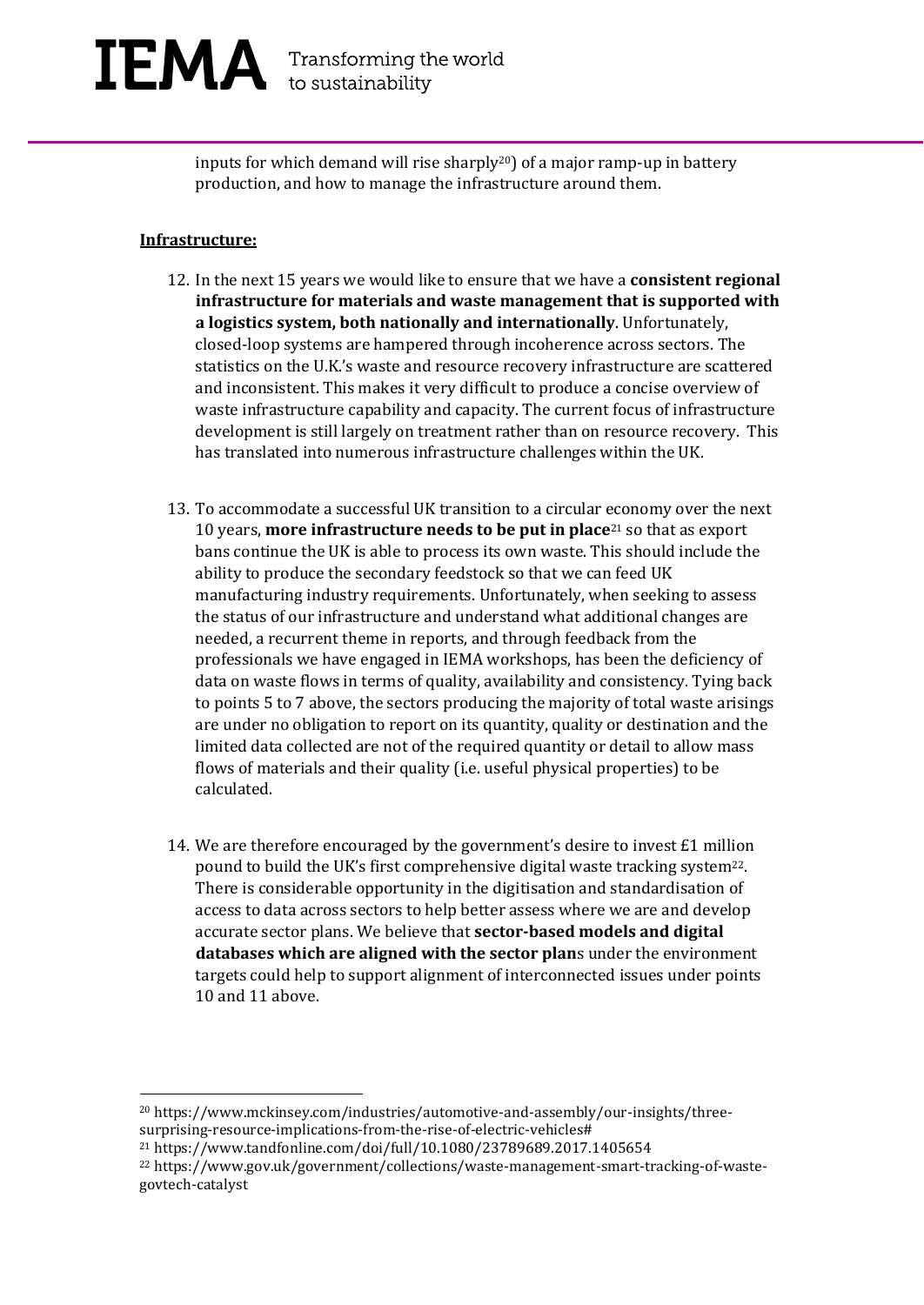inputs for which demand will rise sharply[20]) of a major ramp-up in battery production, and how to manage the infrastructure around them.

**Infrastructure:**

12. In the next 15 years we would like to ensure that we have a **consistent regional infrastructure for materials and waste management that is supported with a logistics system, both nationally and internationally**. Unfortunately, closed-loop systems are hampered through incoherence across sectors. The statistics on the U.K.'s waste and resource recovery infrastructure are scattered and inconsistent. This makes it very difficult to produce a concise overview of waste infrastructure capability and capacity. The current focus of infrastructure development is still largely on treatment rather than on resource recovery. This has translated into numerous infrastructure challenges within the UK.

13. To accommodate a successful UK transition to a circular economy over the next 10 years, **more infrastructure needs to be put in place**[21] so that as export bans continue the UK is able to process its own waste. This should include the ability to produce the secondary feedstock so that we can feed UK manufacturing industry requirements. Unfortunately, when seeking to assess the status of our infrastructure and understand what additional changes are needed, a recurrent theme in reports, and through feedback from the professionals we have engaged in IEMA workshops, has been the deficiency of data on waste flows in terms of quality, availability and consistency. Tying back to points 5 to 7 above, the sectors producing the majority of total waste arisings are under no obligation to report on its quantity, quality or destination and the limited data collected are not of the required quantity or detail to allow mass flows of materials and their quality (i.e. useful physical properties) to be calculated.

14. We are therefore encouraged by the government's desire to invest £1 million pound to build the UK's first comprehensive digital waste tracking system[22]. There is considerable opportunity in the digitisation and standardisation of access to data across sectors to help better assess where we are and develop accurate sector plans. We believe that **sector-based models and digital databases which are aligned with the sector plan**s under the environment targets could help to support alignment of interconnected issues under points 10 and 11 above.

---

[20] https://www.mckinsey.com/industries/automotive-and-assembly/our-insights/three-surprising-resource-implications-from-the-rise-of-electric-vehicles#

[21] https://www.tandfonline.com/doi/full/10.1080/23789689.2017.1405654

[22] https://www.gov.uk/government/collections/waste-management-smart-tracking-of-waste-govtech-catalyst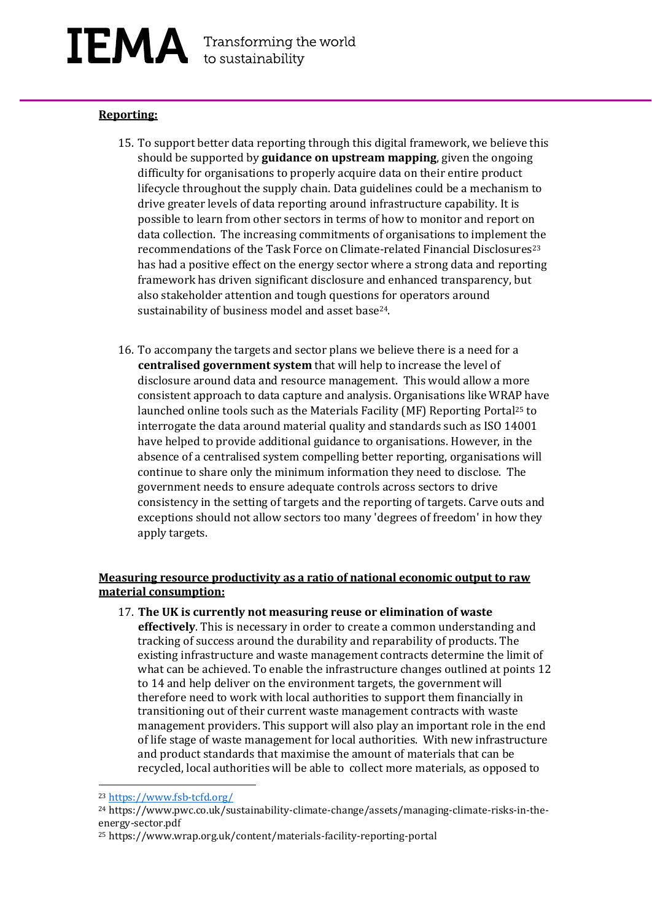**Reporting:**

15. To support better data reporting through this digital framework, we believe this should be supported by **guidance on upstream mapping**, given the ongoing difficulty for organisations to properly acquire data on their entire product lifecycle throughout the supply chain. Data guidelines could be a mechanism to drive greater levels of data reporting around infrastructure capability. It is possible to learn from other sectors in terms of how to monitor and report on data collection. The increasing commitments of organisations to implement the recommendations of the Task Force on Climate-related Financial Disclosures[23] has had a positive effect on the energy sector where a strong data and reporting framework has driven significant disclosure and enhanced transparency, but also stakeholder attention and tough questions for operators around sustainability of business model and asset base[24].

16. To accompany the targets and sector plans we believe there is a need for a **centralised government system** that will help to increase the level of disclosure around data and resource management. This would allow a more consistent approach to data capture and analysis. Organisations like WRAP have launched online tools such as the Materials Facility (MF) Reporting Portal[25] to interrogate the data around material quality and standards such as ISO 14001 have helped to provide additional guidance to organisations. However, in the absence of a centralised system compelling better reporting, organisations will continue to share only the minimum information they need to disclose. The government needs to ensure adequate controls across sectors to drive consistency in the setting of targets and the reporting of targets. Carve outs and exceptions should not allow sectors too many 'degrees of freedom' in how they apply targets.

**Measuring resource productivity as a ratio of national economic output to raw material consumption:**

17. **The UK is currently not measuring reuse or elimination of waste effectively**. This is necessary in order to create a common understanding and tracking of success around the durability and reparability of products. The existing infrastructure and waste management contracts determine the limit of what can be achieved. To enable the infrastructure changes outlined at points 12 to 14 and help deliver on the environment targets, the government will therefore need to work with local authorities to support them financially in transitioning out of their current waste management contracts with waste management providers. This support will also play an important role in the end of life stage of waste management for local authorities. With new infrastructure and product standards that maximise the amount of materials that can be recycled, local authorities will be able to collect more materials, as opposed to

[23] https://www.fsb-tcfd.org/

[24] https://www.pwc.co.uk/sustainability-climate-change/assets/managing-climate-risks-in-the-energy-sector.pdf

[25] https://www.wrap.org.uk/content/materials-facility-reporting-portal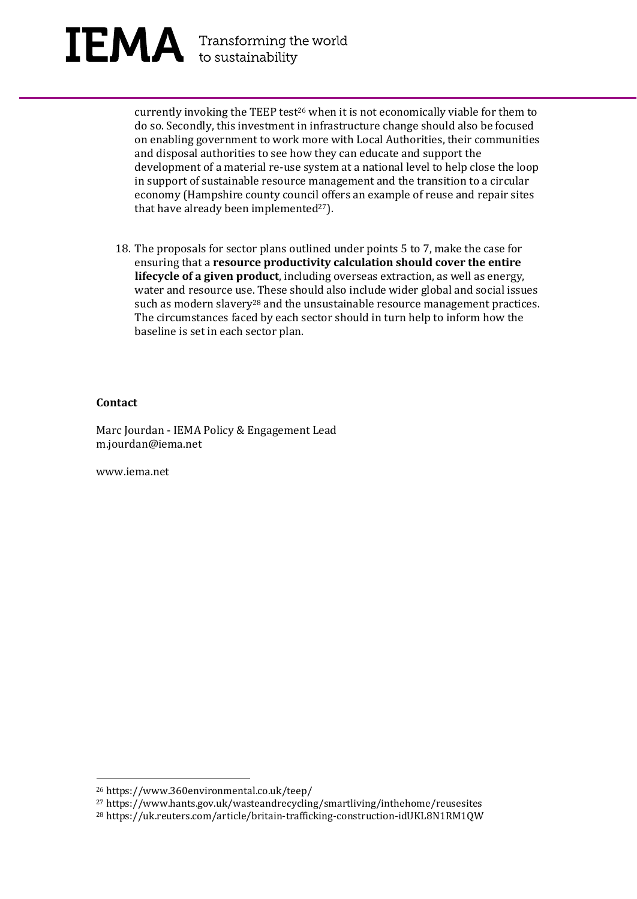currently invoking the TEEP test[26] when it is not economically viable for them to do so. Secondly, this investment in infrastructure change should also be focused on enabling government to work more with Local Authorities, their communities and disposal authorities to see how they can educate and support the development of a material re-use system at a national level to help close the loop in support of sustainable resource management and the transition to a circular economy (Hampshire county council offers an example of reuse and repair sites that have already been implemented[27]).

18. The proposals for sector plans outlined under points 5 to 7, make the case for ensuring that a **resource productivity calculation should cover the entire lifecycle of a given product**, including overseas extraction, as well as energy, water and resource use. These should also include wider global and social issues such as modern slavery[28] and the unsustainable resource management practices. The circumstances faced by each sector should in turn help to inform how the baseline is set in each sector plan.

**Contact**

Marc Jourdan - IEMA Policy & Engagement Lead
m.jourdan@iema.net

www.iema.net

---

[26] https://www.360environmental.co.uk/teep/
[27] https://www.hants.gov.uk/wasteandrecycling/smartliving/inthehome/reusesites
[28] https://uk.reuters.com/article/britain-trafficking-construction-idUKL8N1RM1QW